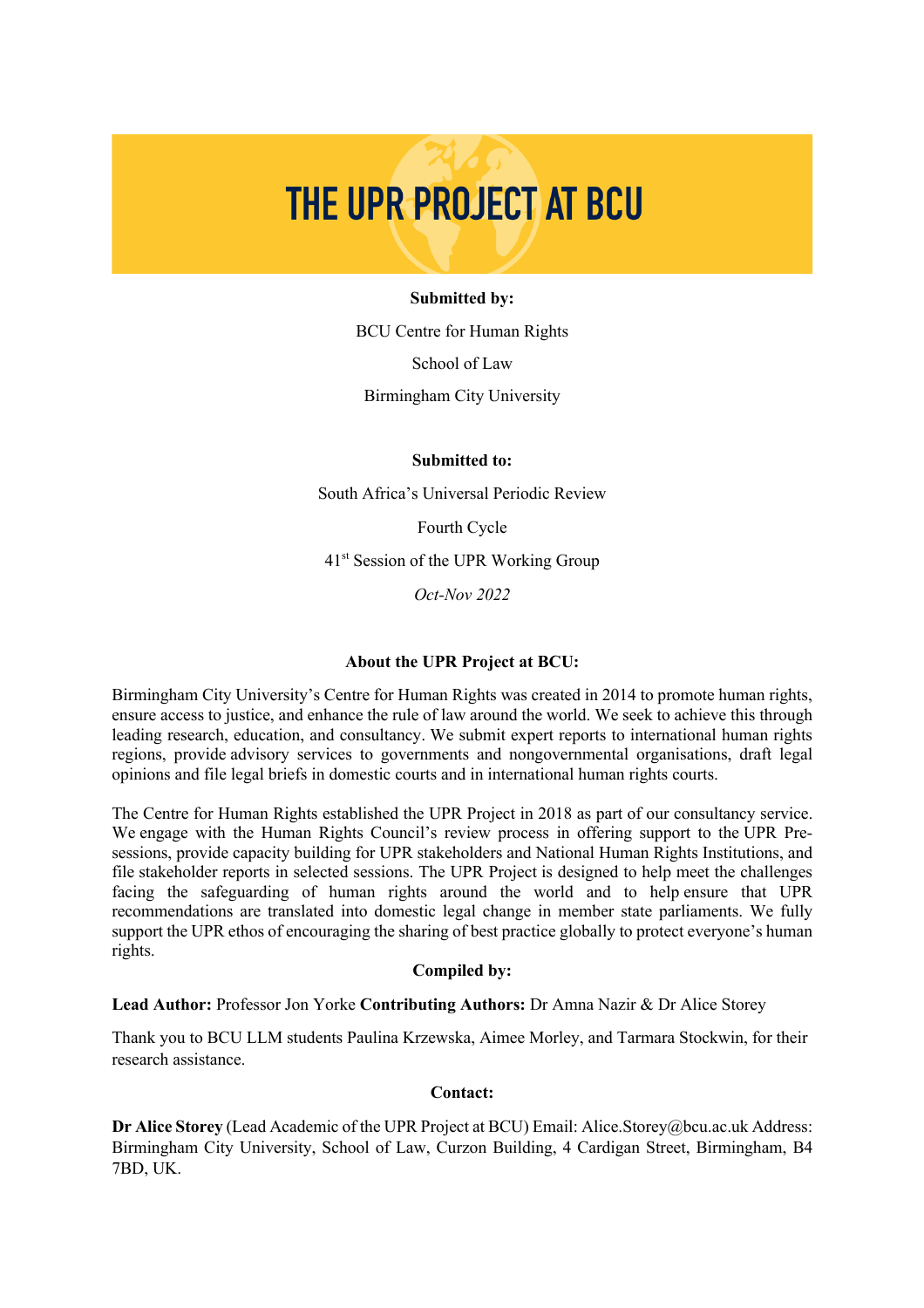# THE UPR PROJECT AT BCU

**Submitted by:**

BCU Centre for Human Rights

School of Law

Birmingham City University

**Submitted to:**

South Africa's Universal Periodic Review

Fourth Cycle

41st Session of the UPR Working Group

*Oct-Nov 2022*

**About the UPR Project at BCU:**

Birmingham City University's Centre for Human Rights was created in 2014 to promote human rights, ensure access to justice, and enhance the rule of law around the world. We seek to achieve this through leading research, education, and consultancy. We submit expert reports to international human rights regions, provide advisory services to governments and nongovernmental organisations, draft legal opinions and file legal briefs in domestic courts and in international human rights courts.

The Centre for Human Rights established the UPR Project in 2018 as part of our consultancy service. We engage with the Human Rights Council's review process in offering support to the UPR Pre-sessions, provide capacity building for UPR stakeholders and National Human Rights Institutions, and file stakeholder reports in selected sessions. The UPR Project is designed to help meet the challenges facing the safeguarding of human rights around the world and to help ensure that UPR recommendations are translated into domestic legal change in member state parliaments. We fully support the UPR ethos of encouraging the sharing of best practice globally to protect everyone's human rights.

**Compiled by:**

**Lead Author:** Professor Jon Yorke **Contributing Authors:** Dr Amna Nazir & Dr Alice Storey

Thank you to BCU LLM students Paulina Krzewska, Aimee Morley, and Tarmara Stockwin, for their research assistance.

**Contact:**

**Dr Alice Storey** (Lead Academic of the UPR Project at BCU) Email: Alice.Storey@bcu.ac.uk Address: Birmingham City University, School of Law, Curzon Building, 4 Cardigan Street, Birmingham, B4 7BD, UK.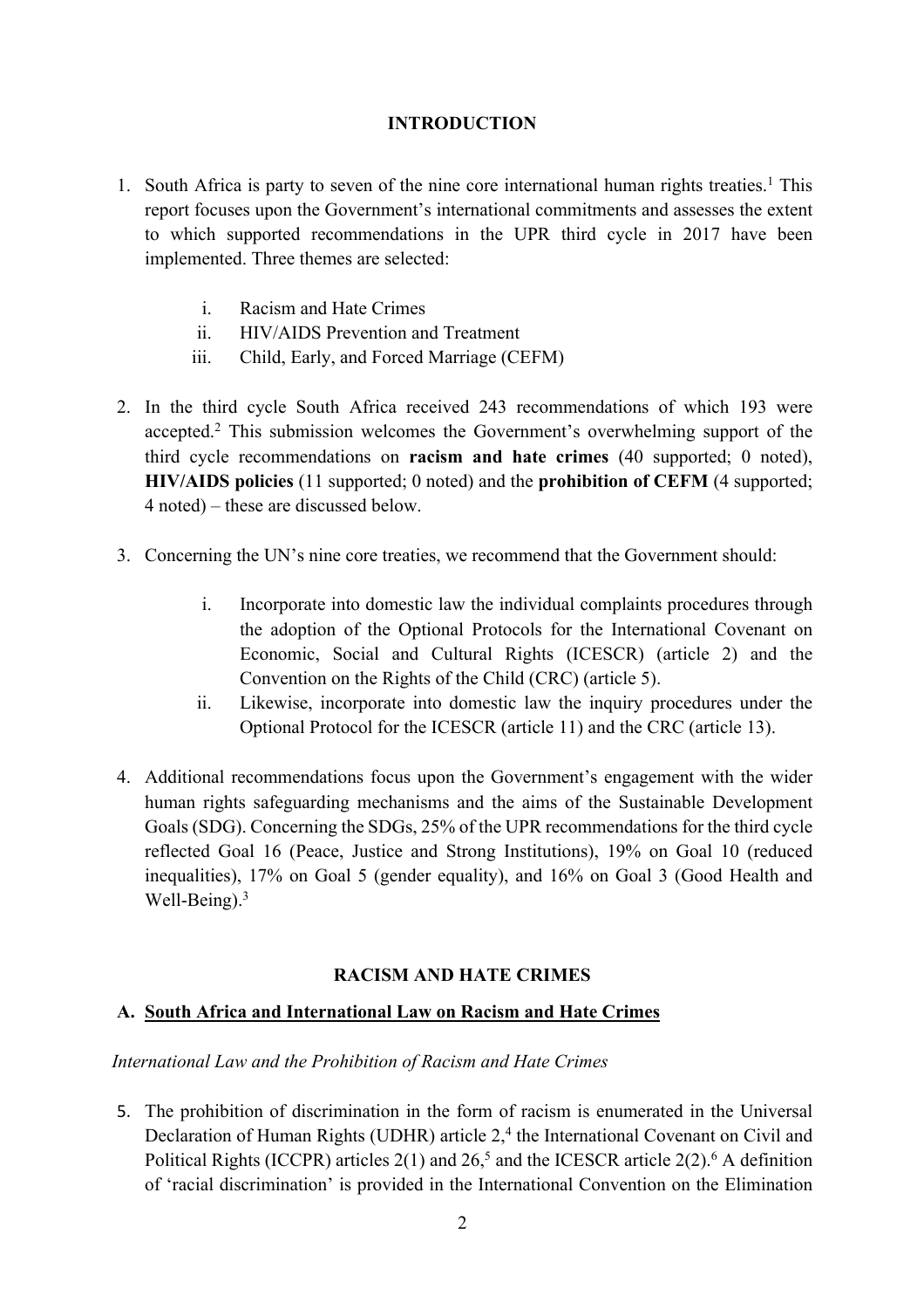## INTRODUCTION

1. South Africa is party to seven of the nine core international human rights treaties.[1] This report focuses upon the Government's international commitments and assesses the extent to which supported recommendations in the UPR third cycle in 2017 have been implemented. Three themes are selected:

    i. Racism and Hate Crimes
    ii. HIV/AIDS Prevention and Treatment
    iii. Child, Early, and Forced Marriage (CEFM)

2. In the third cycle South Africa received 243 recommendations of which 193 were accepted.[2] This submission welcomes the Government's overwhelming support of the third cycle recommendations on **racism and hate crimes** (40 supported; 0 noted), **HIV/AIDS policies** (11 supported; 0 noted) and the **prohibition of CEFM** (4 supported; 4 noted) – these are discussed below.

3. Concerning the UN's nine core treaties, we recommend that the Government should:

    i. Incorporate into domestic law the individual complaints procedures through the adoption of the Optional Protocols for the International Covenant on Economic, Social and Cultural Rights (ICESCR) (article 2) and the Convention on the Rights of the Child (CRC) (article 5).
    ii. Likewise, incorporate into domestic law the inquiry procedures under the Optional Protocol for the ICESCR (article 11) and the CRC (article 13).

4. Additional recommendations focus upon the Government's engagement with the wider human rights safeguarding mechanisms and the aims of the Sustainable Development Goals (SDG). Concerning the SDGs, 25% of the UPR recommendations for the third cycle reflected Goal 16 (Peace, Justice and Strong Institutions), 19% on Goal 10 (reduced inequalities), 17% on Goal 5 (gender equality), and 16% on Goal 3 (Good Health and Well-Being).[3]

## RACISM AND HATE CRIMES

### A. South Africa and International Law on Racism and Hate Crimes

*International Law and the Prohibition of Racism and Hate Crimes*

5. The prohibition of discrimination in the form of racism is enumerated in the Universal Declaration of Human Rights (UDHR) article 2,[4] the International Covenant on Civil and Political Rights (ICCPR) articles 2(1) and 26,[5] and the ICESCR article 2(2).[6] A definition of 'racial discrimination' is provided in the International Convention on the Elimination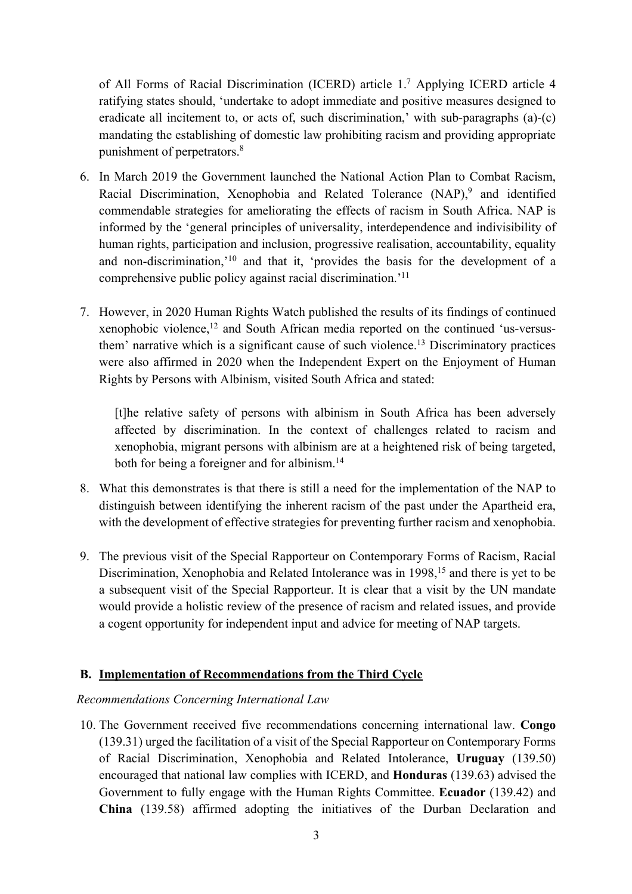of All Forms of Racial Discrimination (ICERD) article 1.[7] Applying ICERD article 4 ratifying states should, 'undertake to adopt immediate and positive measures designed to eradicate all incitement to, or acts of, such discrimination,' with sub-paragraphs (a)-(c) mandating the establishing of domestic law prohibiting racism and providing appropriate punishment of perpetrators.[8]

6. In March 2019 the Government launched the National Action Plan to Combat Racism, Racial Discrimination, Xenophobia and Related Tolerance (NAP),[9] and identified commendable strategies for ameliorating the effects of racism in South Africa. NAP is informed by the 'general principles of universality, interdependence and indivisibility of human rights, participation and inclusion, progressive realisation, accountability, equality and non-discrimination,'[10] and that it, 'provides the basis for the development of a comprehensive public policy against racial discrimination.'[11]

7. However, in 2020 Human Rights Watch published the results of its findings of continued xenophobic violence,[12] and South African media reported on the continued 'us-versus-them' narrative which is a significant cause of such violence.[13] Discriminatory practices were also affirmed in 2020 when the Independent Expert on the Enjoyment of Human Rights by Persons with Albinism, visited South Africa and stated:

   > [t]he relative safety of persons with albinism in South Africa has been adversely affected by discrimination. In the context of challenges related to racism and xenophobia, migrant persons with albinism are at a heightened risk of being targeted, both for being a foreigner and for albinism.[14]

8. What this demonstrates is that there is still a need for the implementation of the NAP to distinguish between identifying the inherent racism of the past under the Apartheid era, with the development of effective strategies for preventing further racism and xenophobia.

9. The previous visit of the Special Rapporteur on Contemporary Forms of Racism, Racial Discrimination, Xenophobia and Related Intolerance was in 1998,[15] and there is yet to be a subsequent visit of the Special Rapporteur. It is clear that a visit by the UN mandate would provide a holistic review of the presence of racism and related issues, and provide a cogent opportunity for independent input and advice for meeting of NAP targets.

### B. Implementation of Recommendations from the Third Cycle

*Recommendations Concerning International Law*

10. The Government received five recommendations concerning international law. **Congo** (139.31) urged the facilitation of a visit of the Special Rapporteur on Contemporary Forms of Racial Discrimination, Xenophobia and Related Intolerance, **Uruguay** (139.50) encouraged that national law complies with ICERD, and **Honduras** (139.63) advised the Government to fully engage with the Human Rights Committee. **Ecuador** (139.42) and **China** (139.58) affirmed adopting the initiatives of the Durban Declaration and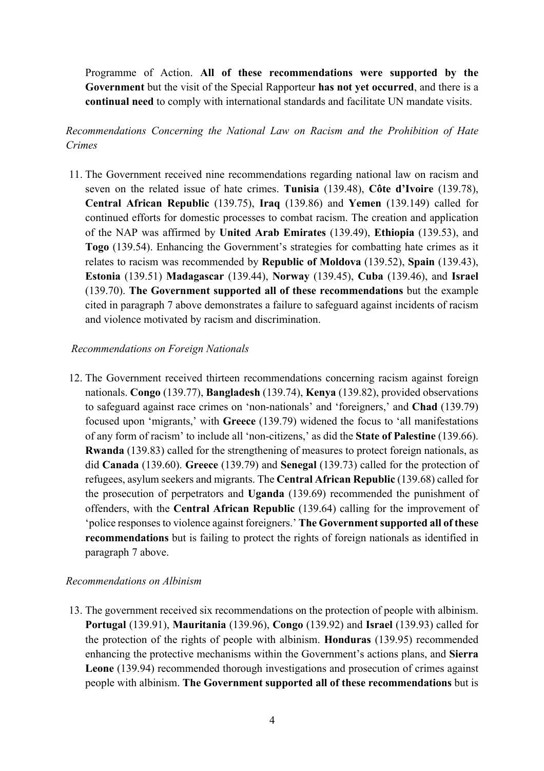Programme of Action. **All of these recommendations were supported by the Government** but the visit of the Special Rapporteur **has not yet occurred**, and there is a **continual need** to comply with international standards and facilitate UN mandate visits.

*Recommendations Concerning the National Law on Racism and the Prohibition of Hate Crimes*

11. The Government received nine recommendations regarding national law on racism and seven on the related issue of hate crimes. **Tunisia** (139.48), **Côte d'Ivoire** (139.78), **Central African Republic** (139.75), **Iraq** (139.86) and **Yemen** (139.149) called for continued efforts for domestic processes to combat racism. The creation and application of the NAP was affirmed by **United Arab Emirates** (139.49), **Ethiopia** (139.53), and **Togo** (139.54). Enhancing the Government's strategies for combatting hate crimes as it relates to racism was recommended by **Republic of Moldova** (139.52), **Spain** (139.43), **Estonia** (139.51) **Madagascar** (139.44), **Norway** (139.45), **Cuba** (139.46), and **Israel** (139.70). **The Government supported all of these recommendations** but the example cited in paragraph 7 above demonstrates a failure to safeguard against incidents of racism and violence motivated by racism and discrimination.

*Recommendations on Foreign Nationals*

12. The Government received thirteen recommendations concerning racism against foreign nationals. **Congo** (139.77), **Bangladesh** (139.74), **Kenya** (139.82), provided observations to safeguard against race crimes on 'non-nationals' and 'foreigners,' and **Chad** (139.79) focused upon 'migrants,' with **Greece** (139.79) widened the focus to 'all manifestations of any form of racism' to include all 'non-citizens,' as did the **State of Palestine** (139.66). **Rwanda** (139.83) called for the strengthening of measures to protect foreign nationals, as did **Canada** (139.60). **Greece** (139.79) and **Senegal** (139.73) called for the protection of refugees, asylum seekers and migrants. The **Central African Republic** (139.68) called for the prosecution of perpetrators and **Uganda** (139.69) recommended the punishment of offenders, with the **Central African Republic** (139.64) calling for the improvement of 'police responses to violence against foreigners.' **The Government supported all of these recommendations** but is failing to protect the rights of foreign nationals as identified in paragraph 7 above.

*Recommendations on Albinism*

13. The government received six recommendations on the protection of people with albinism. **Portugal** (139.91), **Mauritania** (139.96), **Congo** (139.92) and **Israel** (139.93) called for the protection of the rights of people with albinism. **Honduras** (139.95) recommended enhancing the protective mechanisms within the Government's actions plans, and **Sierra Leone** (139.94) recommended thorough investigations and prosecution of crimes against people with albinism. **The Government supported all of these recommendations** but is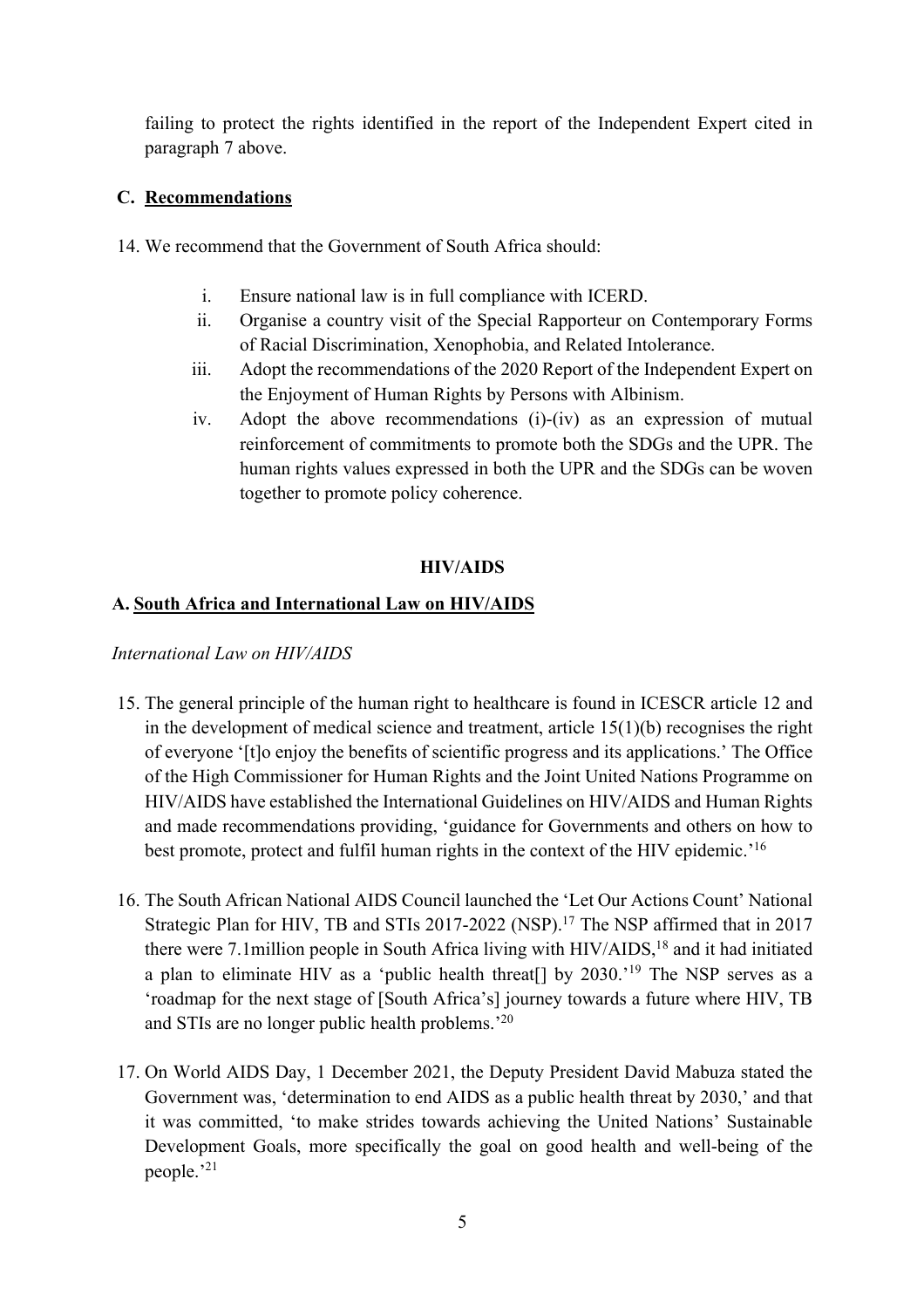failing to protect the rights identified in the report of the Independent Expert cited in paragraph 7 above.

### C. Recommendations

14. We recommend that the Government of South Africa should:

   i. Ensure national law is in full compliance with ICERD.
   ii. Organise a country visit of the Special Rapporteur on Contemporary Forms of Racial Discrimination, Xenophobia, and Related Intolerance.
   iii. Adopt the recommendations of the 2020 Report of the Independent Expert on the Enjoyment of Human Rights by Persons with Albinism.
   iv. Adopt the above recommendations (i)-(iv) as an expression of mutual reinforcement of commitments to promote both the SDGs and the UPR. The human rights values expressed in both the UPR and the SDGs can be woven together to promote policy coherence.

## HIV/AIDS

### A. South Africa and International Law on HIV/AIDS

*International Law on HIV/AIDS*

15. The general principle of the human right to healthcare is found in ICESCR article 12 and in the development of medical science and treatment, article 15(1)(b) recognises the right of everyone '[t]o enjoy the benefits of scientific progress and its applications.' The Office of the High Commissioner for Human Rights and the Joint United Nations Programme on HIV/AIDS have established the International Guidelines on HIV/AIDS and Human Rights and made recommendations providing, 'guidance for Governments and others on how to best promote, protect and fulfil human rights in the context of the HIV epidemic.'[16]

16. The South African National AIDS Council launched the 'Let Our Actions Count' National Strategic Plan for HIV, TB and STIs 2017-2022 (NSP).[17] The NSP affirmed that in 2017 there were 7.1million people in South Africa living with HIV/AIDS,[18] and it had initiated a plan to eliminate HIV as a 'public health threat[] by 2030.'[19] The NSP serves as a 'roadmap for the next stage of [South Africa's] journey towards a future where HIV, TB and STIs are no longer public health problems.'[20]

17. On World AIDS Day, 1 December 2021, the Deputy President David Mabuza stated the Government was, 'determination to end AIDS as a public health threat by 2030,' and that it was committed, 'to make strides towards achieving the United Nations' Sustainable Development Goals, more specifically the goal on good health and well-being of the people.'[21]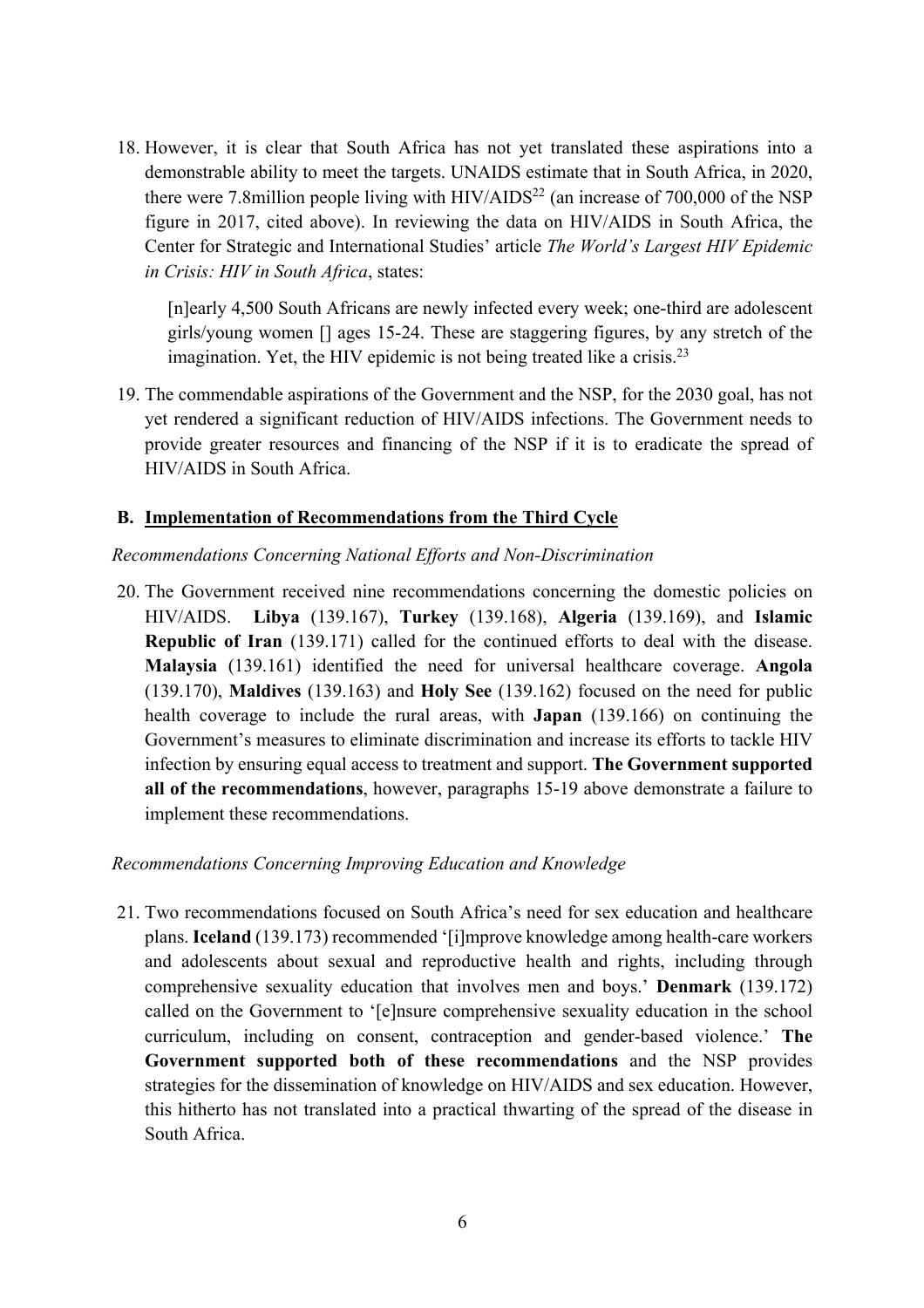18. However, it is clear that South Africa has not yet translated these aspirations into a demonstrable ability to meet the targets. UNAIDS estimate that in South Africa, in 2020, there were 7.8million people living with HIV/AIDS[22] (an increase of 700,000 of the NSP figure in 2017, cited above). In reviewing the data on HIV/AIDS in South Africa, the Center for Strategic and International Studies' article *The World's Largest HIV Epidemic in Crisis: HIV in South Africa*, states:

   > [n]early 4,500 South Africans are newly infected every week; one-third are adolescent girls/young women [] ages 15-24. These are staggering figures, by any stretch of the imagination. Yet, the HIV epidemic is not being treated like a crisis.[23]

19. The commendable aspirations of the Government and the NSP, for the 2030 goal, has not yet rendered a significant reduction of HIV/AIDS infections. The Government needs to provide greater resources and financing of the NSP if it is to eradicate the spread of HIV/AIDS in South Africa.

## B. Implementation of Recommendations from the Third Cycle

*Recommendations Concerning National Efforts and Non-Discrimination*

20. The Government received nine recommendations concerning the domestic policies on HIV/AIDS. **Libya** (139.167), **Turkey** (139.168), **Algeria** (139.169), and **Islamic Republic of Iran** (139.171) called for the continued efforts to deal with the disease. **Malaysia** (139.161) identified the need for universal healthcare coverage. **Angola** (139.170), **Maldives** (139.163) and **Holy See** (139.162) focused on the need for public health coverage to include the rural areas, with **Japan** (139.166) on continuing the Government's measures to eliminate discrimination and increase its efforts to tackle HIV infection by ensuring equal access to treatment and support. **The Government supported all of the recommendations**, however, paragraphs 15-19 above demonstrate a failure to implement these recommendations.

*Recommendations Concerning Improving Education and Knowledge*

21. Two recommendations focused on South Africa's need for sex education and healthcare plans. **Iceland** (139.173) recommended '[i]mprove knowledge among health-care workers and adolescents about sexual and reproductive health and rights, including through comprehensive sexuality education that involves men and boys.' **Denmark** (139.172) called on the Government to '[e]nsure comprehensive sexuality education in the school curriculum, including on consent, contraception and gender-based violence.' **The Government supported both of these recommendations** and the NSP provides strategies for the dissemination of knowledge on HIV/AIDS and sex education. However, this hitherto has not translated into a practical thwarting of the spread of the disease in South Africa.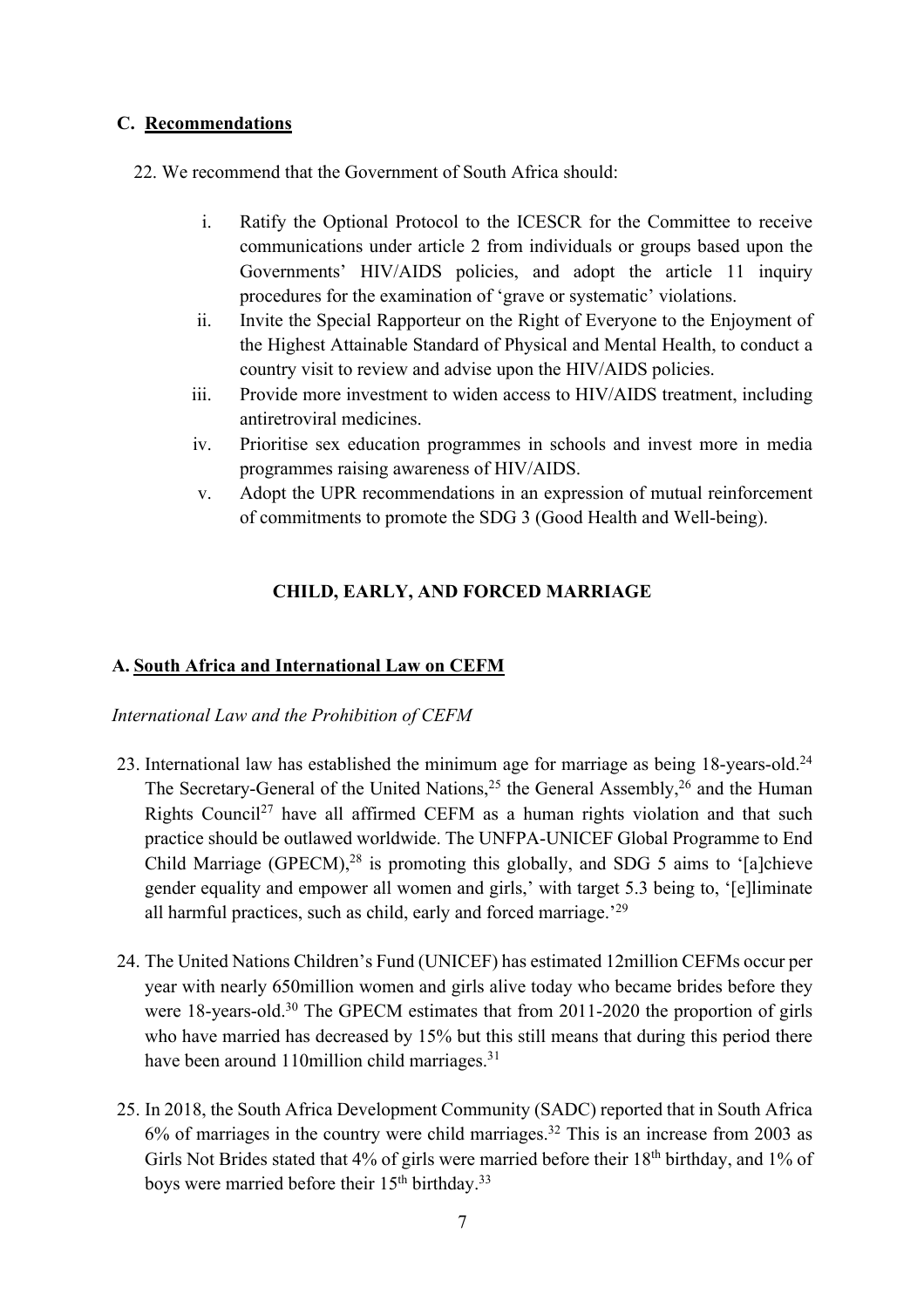## C. Recommendations

22. We recommend that the Government of South Africa should:

    i. Ratify the Optional Protocol to the ICESCR for the Committee to receive communications under article 2 from individuals or groups based upon the Governments' HIV/AIDS policies, and adopt the article 11 inquiry procedures for the examination of 'grave or systematic' violations.
    ii. Invite the Special Rapporteur on the Right of Everyone to the Enjoyment of the Highest Attainable Standard of Physical and Mental Health, to conduct a country visit to review and advise upon the HIV/AIDS policies.
    iii. Provide more investment to widen access to HIV/AIDS treatment, including antiretroviral medicines.
    iv. Prioritise sex education programmes in schools and invest more in media programmes raising awareness of HIV/AIDS.
    v. Adopt the UPR recommendations in an expression of mutual reinforcement of commitments to promote the SDG 3 (Good Health and Well-being).

# CHILD, EARLY, AND FORCED MARRIAGE

## A. South Africa and International Law on CEFM

*International Law and the Prohibition of CEFM*

23. International law has established the minimum age for marriage as being 18-years-old.[24] The Secretary-General of the United Nations,[25] the General Assembly,[26] and the Human Rights Council[27] have all affirmed CEFM as a human rights violation and that such practice should be outlawed worldwide. The UNFPA-UNICEF Global Programme to End Child Marriage (GPECM),[28] is promoting this globally, and SDG 5 aims to '[a]chieve gender equality and empower all women and girls,' with target 5.3 being to, '[e]liminate all harmful practices, such as child, early and forced marriage.'[29]

24. The United Nations Children's Fund (UNICEF) has estimated 12million CEFMs occur per year with nearly 650million women and girls alive today who became brides before they were 18-years-old.[30] The GPECM estimates that from 2011-2020 the proportion of girls who have married has decreased by 15% but this still means that during this period there have been around 110million child marriages.[31]

25. In 2018, the South Africa Development Community (SADC) reported that in South Africa 6% of marriages in the country were child marriages.[32] This is an increase from 2003 as Girls Not Brides stated that 4% of girls were married before their 18th birthday, and 1% of boys were married before their 15th birthday.[33]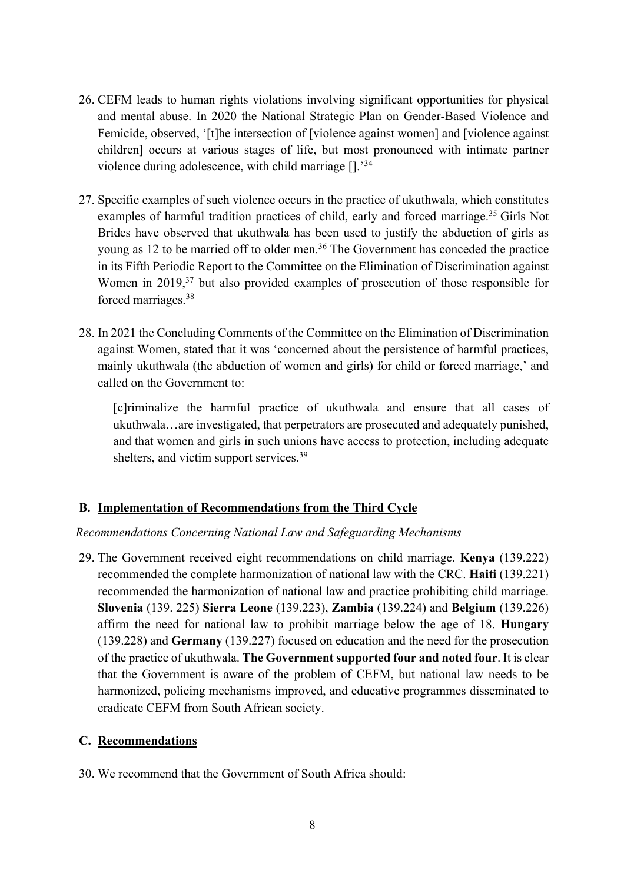26. CEFM leads to human rights violations involving significant opportunities for physical and mental abuse. In 2020 the National Strategic Plan on Gender-Based Violence and Femicide, observed, '[t]he intersection of [violence against women] and [violence against children] occurs at various stages of life, but most pronounced with intimate partner violence during adolescence, with child marriage [].'[34]

27. Specific examples of such violence occurs in the practice of ukuthwala, which constitutes examples of harmful tradition practices of child, early and forced marriage.[35] Girls Not Brides have observed that ukuthwala has been used to justify the abduction of girls as young as 12 to be married off to older men.[36] The Government has conceded the practice in its Fifth Periodic Report to the Committee on the Elimination of Discrimination against Women in 2019,[37] but also provided examples of prosecution of those responsible for forced marriages.[38]

28. In 2021 the Concluding Comments of the Committee on the Elimination of Discrimination against Women, stated that it was 'concerned about the persistence of harmful practices, mainly ukuthwala (the abduction of women and girls) for child or forced marriage,' and called on the Government to:

    [c]riminalize the harmful practice of ukuthwala and ensure that all cases of ukuthwala…are investigated, that perpetrators are prosecuted and adequately punished, and that women and girls in such unions have access to protection, including adequate shelters, and victim support services.[39]

## B. Implementation of Recommendations from the Third Cycle

*Recommendations Concerning National Law and Safeguarding Mechanisms*

29. The Government received eight recommendations on child marriage. **Kenya** (139.222) recommended the complete harmonization of national law with the CRC. **Haiti** (139.221) recommended the harmonization of national law and practice prohibiting child marriage. **Slovenia** (139. 225) **Sierra Leone** (139.223), **Zambia** (139.224) and **Belgium** (139.226) affirm the need for national law to prohibit marriage below the age of 18. **Hungary** (139.228) and **Germany** (139.227) focused on education and the need for the prosecution of the practice of ukuthwala. **The Government supported four and noted four**. It is clear that the Government is aware of the problem of CEFM, but national law needs to be harmonized, policing mechanisms improved, and educative programmes disseminated to eradicate CEFM from South African society.

## C. Recommendations

30. We recommend that the Government of South Africa should: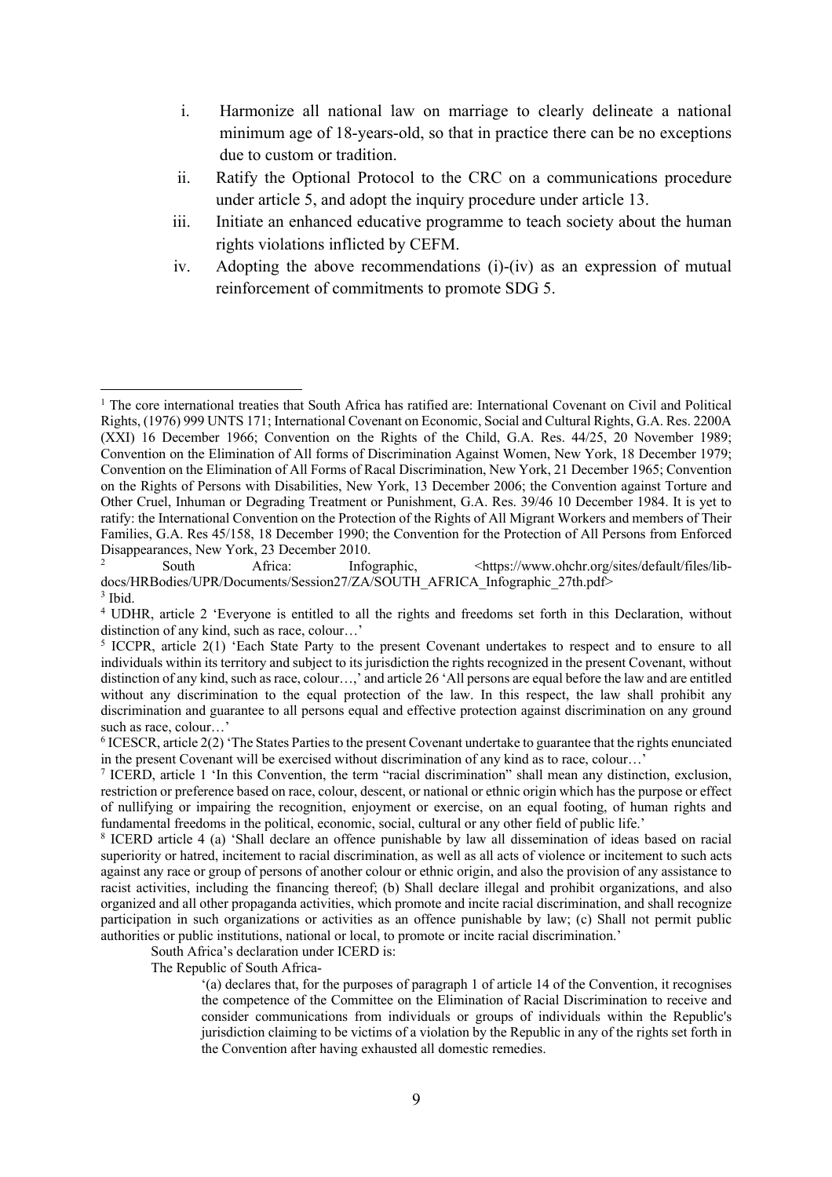i. Harmonize all national law on marriage to clearly delineate a national minimum age of 18-years-old, so that in practice there can be no exceptions due to custom or tradition.

ii. Ratify the Optional Protocol to the CRC on a communications procedure under article 5, and adopt the inquiry procedure under article 13.

iii. Initiate an enhanced educative programme to teach society about the human rights violations inflicted by CEFM.

iv. Adopting the above recommendations (i)-(iv) as an expression of mutual reinforcement of commitments to promote SDG 5.

---

[1] The core international treaties that South Africa has ratified are: International Covenant on Civil and Political Rights, (1976) 999 UNTS 171; International Covenant on Economic, Social and Cultural Rights, G.A. Res. 2200A (XXI) 16 December 1966; Convention on the Rights of the Child, G.A. Res. 44/25, 20 November 1989; Convention on the Elimination of All forms of Discrimination Against Women, New York, 18 December 1979; Convention on the Elimination of All Forms of Racal Discrimination, New York, 21 December 1965; Convention on the Rights of Persons with Disabilities, New York, 13 December 2006; the Convention against Torture and Other Cruel, Inhuman or Degrading Treatment or Punishment, G.A. Res. 39/46 10 December 1984. It is yet to ratify: the International Convention on the Protection of the Rights of All Migrant Workers and members of Their Families, G.A. Res 45/158, 18 December 1990; the Convention for the Protection of All Persons from Enforced Disappearances, New York, 23 December 2010.

[2] South Africa: Infographic, <https://www.ohchr.org/sites/default/files/lib-docs/HRBodies/UPR/Documents/Session27/ZA/SOUTH_AFRICA_Infographic_27th.pdf>

[3] Ibid.

[4] UDHR, article 2 'Everyone is entitled to all the rights and freedoms set forth in this Declaration, without distinction of any kind, such as race, colour…'

[5] ICCPR, article 2(1) 'Each State Party to the present Covenant undertakes to respect and to ensure to all individuals within its territory and subject to its jurisdiction the rights recognized in the present Covenant, without distinction of any kind, such as race, colour…,' and article 26 'All persons are equal before the law and are entitled without any discrimination to the equal protection of the law. In this respect, the law shall prohibit any discrimination and guarantee to all persons equal and effective protection against discrimination on any ground such as race, colour…'

[6] ICESCR, article 2(2) 'The States Parties to the present Covenant undertake to guarantee that the rights enunciated in the present Covenant will be exercised without discrimination of any kind as to race, colour…'

[7] ICERD, article 1 'In this Convention, the term "racial discrimination" shall mean any distinction, exclusion, restriction or preference based on race, colour, descent, or national or ethnic origin which has the purpose or effect of nullifying or impairing the recognition, enjoyment or exercise, on an equal footing, of human rights and fundamental freedoms in the political, economic, social, cultural or any other field of public life.'

[8] ICERD article 4 (a) 'Shall declare an offence punishable by law all dissemination of ideas based on racial superiority or hatred, incitement to racial discrimination, as well as all acts of violence or incitement to such acts against any race or group of persons of another colour or ethnic origin, and also the provision of any assistance to racist activities, including the financing thereof; (b) Shall declare illegal and prohibit organizations, and also organized and all other propaganda activities, which promote and incite racial discrimination, and shall recognize participation in such organizations or activities as an offence punishable by law; (c) Shall not permit public authorities or public institutions, national or local, to promote or incite racial discrimination.'

South Africa's declaration under ICERD is:

The Republic of South Africa-

> '(a) declares that, for the purposes of paragraph 1 of article 14 of the Convention, it recognises the competence of the Committee on the Elimination of Racial Discrimination to receive and consider communications from individuals or groups of individuals within the Republic's jurisdiction claiming to be victims of a violation by the Republic in any of the rights set forth in the Convention after having exhausted all domestic remedies.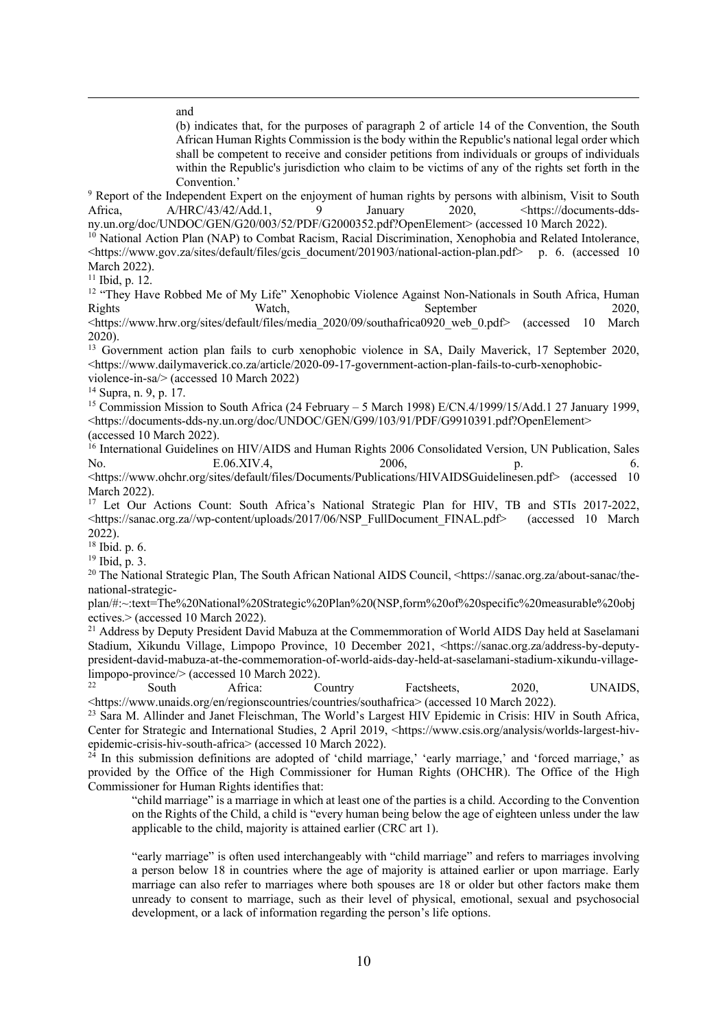> and
>
> (b) indicates that, for the purposes of paragraph 2 of article 14 of the Convention, the South African Human Rights Commission is the body within the Republic's national legal order which shall be competent to receive and consider petitions from individuals or groups of individuals within the Republic's jurisdiction who claim to be victims of any of the rights set forth in the Convention.'

[9] Report of the Independent Expert on the enjoyment of human rights by persons with albinism, Visit to South Africa, A/HRC/43/42/Add.1, 9 January 2020, <https://documents-dds-ny.un.org/doc/UNDOC/GEN/G20/003/52/PDF/G2000352.pdf?OpenElement> (accessed 10 March 2022).

[10] National Action Plan (NAP) to Combat Racism, Racial Discrimination, Xenophobia and Related Intolerance, <https://www.gov.za/sites/default/files/gcis_document/201903/national-action-plan.pdf> p. 6. (accessed 10 March 2022).

[11] Ibid, p. 12.

[12] "They Have Robbed Me of My Life" Xenophobic Violence Against Non-Nationals in South Africa, Human Rights Watch, September 2020, <https://www.hrw.org/sites/default/files/media_2020/09/southafrica0920_web_0.pdf> (accessed 10 March 2020).

[13] Government action plan fails to curb xenophobic violence in SA, Daily Maverick, 17 September 2020, <https://www.dailymaverick.co.za/article/2020-09-17-government-action-plan-fails-to-curb-xenophobic-violence-in-sa/> (accessed 10 March 2022)

[14] Supra, n. 9, p. 17.

[15] Commission Mission to South Africa (24 February – 5 March 1998) E/CN.4/1999/15/Add.1 27 January 1999, <https://documents-dds-ny.un.org/doc/UNDOC/GEN/G99/103/91/PDF/G9910391.pdf?OpenElement> (accessed 10 March 2022).

[16] International Guidelines on HIV/AIDS and Human Rights 2006 Consolidated Version, UN Publication, Sales No. E.06.XIV.4, 2006, p. 6. <https://www.ohchr.org/sites/default/files/Documents/Publications/HIVAIDSGuidelinesen.pdf> (accessed 10 March 2022).

[17] Let Our Actions Count: South Africa's National Strategic Plan for HIV, TB and STIs 2017-2022, <https://sanac.org.za//wp-content/uploads/2017/06/NSP_FullDocument_FINAL.pdf> (accessed 10 March 2022).

[18] Ibid. p. 6.

[19] Ibid, p. 3.

[20] The National Strategic Plan, The South African National AIDS Council, <https://sanac.org.za/about-sanac/the-national-strategic-plan/#:~:text=The%20National%20Strategic%20Plan%20(NSP,form%20of%20specific%20measurable%20objectives.> (accessed 10 March 2022).

[21] Address by Deputy President David Mabuza at the Commemmoration of World AIDS Day held at Saselamani Stadium, Xikundu Village, Limpopo Province, 10 December 2021, <https://sanac.org.za/address-by-deputy-president-david-mabuza-at-the-commemoration-of-world-aids-day-held-at-saselamani-stadium-xikundu-village-limpopo-province/> (accessed 10 March 2022).

[22] South Africa: Country Factsheets, 2020, UNAIDS, <https://www.unaids.org/en/regionscountries/countries/southafrica> (accessed 10 March 2022).

[23] Sara M. Allinder and Janet Fleischman, The World's Largest HIV Epidemic in Crisis: HIV in South Africa, Center for Strategic and International Studies, 2 April 2019, <https://www.csis.org/analysis/worlds-largest-hiv-epidemic-crisis-hiv-south-africa> (accessed 10 March 2022).

[24] In this submission definitions are adopted of 'child marriage,' 'early marriage,' and 'forced marriage,' as provided by the Office of the High Commissioner for Human Rights (OHCHR). The Office of the High Commissioner for Human Rights identifies that:

> "child marriage" is a marriage in which at least one of the parties is a child. According to the Convention on the Rights of the Child, a child is "every human being below the age of eighteen unless under the law applicable to the child, majority is attained earlier (CRC art 1).
>
> "early marriage" is often used interchangeably with "child marriage" and refers to marriages involving a person below 18 in countries where the age of majority is attained earlier or upon marriage. Early marriage can also refer to marriages where both spouses are 18 or older but other factors make them unready to consent to marriage, such as their level of physical, emotional, sexual and psychosocial development, or a lack of information regarding the person's life options.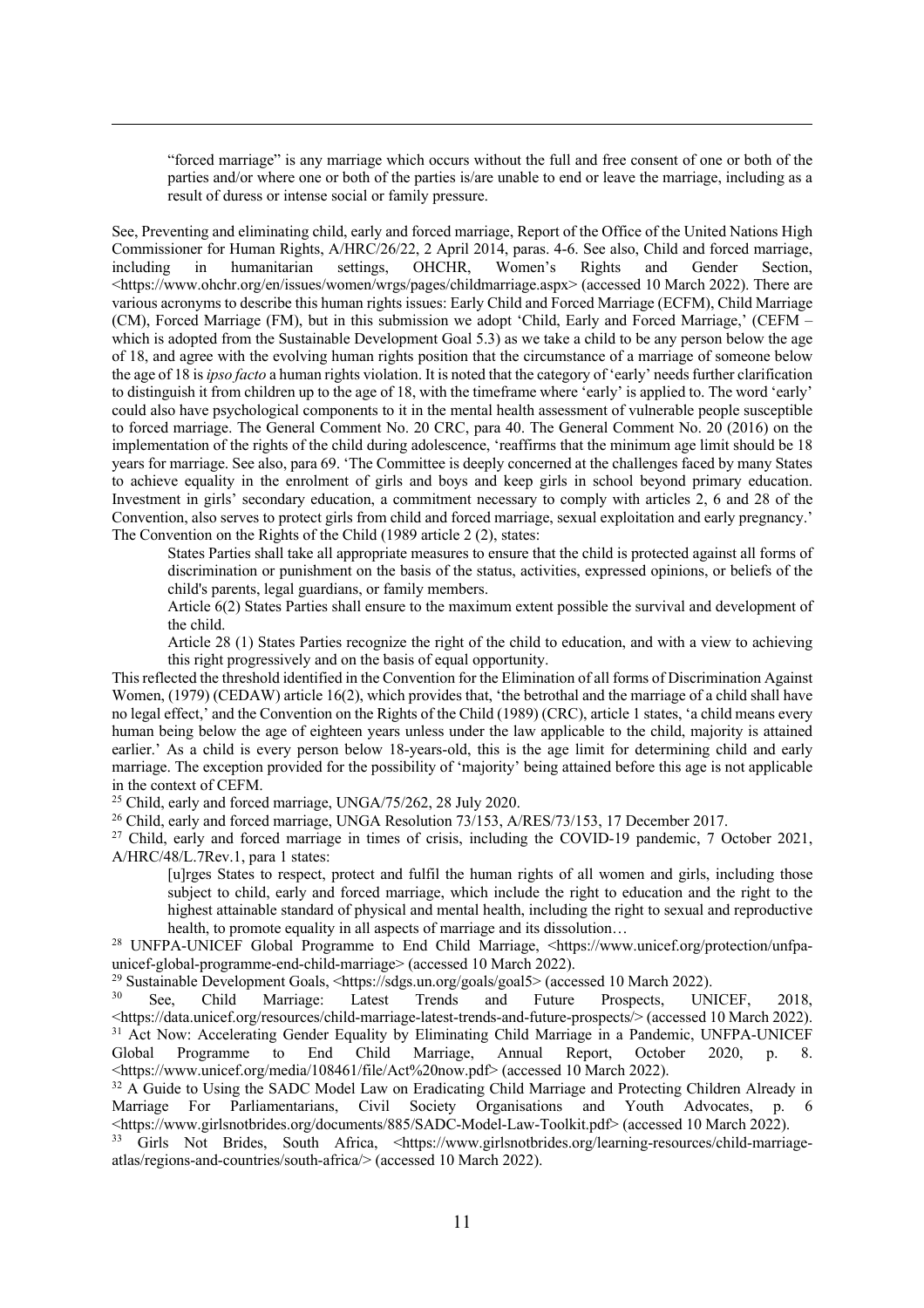> "forced marriage" is any marriage which occurs without the full and free consent of one or both of the parties and/or where one or both of the parties is/are unable to end or leave the marriage, including as a result of duress or intense social or family pressure.

See, Preventing and eliminating child, early and forced marriage, Report of the Office of the United Nations High Commissioner for Human Rights, A/HRC/26/22, 2 April 2014, paras. 4-6. See also, Child and forced marriage, including in humanitarian settings, OHCHR, Women's Rights and Gender Section, <https://www.ohchr.org/en/issues/women/wrgs/pages/childmarriage.aspx> (accessed 10 March 2022). There are various acronyms to describe this human rights issues: Early Child and Forced Marriage (ECFM), Child Marriage (CM), Forced Marriage (FM), but in this submission we adopt 'Child, Early and Forced Marriage,' (CEFM – which is adopted from the Sustainable Development Goal 5.3) as we take a child to be any person below the age of 18, and agree with the evolving human rights position that the circumstance of a marriage of someone below the age of 18 is *ipso facto* a human rights violation. It is noted that the category of 'early' needs further clarification to distinguish it from children up to the age of 18, with the timeframe where 'early' is applied to. The word 'early' could also have psychological components to it in the mental health assessment of vulnerable people susceptible to forced marriage. The General Comment No. 20 CRC, para 40. The General Comment No. 20 (2016) on the implementation of the rights of the child during adolescence, 'reaffirms that the minimum age limit should be 18 years for marriage. See also, para 69. 'The Committee is deeply concerned at the challenges faced by many States to achieve equality in the enrolment of girls and boys and keep girls in school beyond primary education. Investment in girls' secondary education, a commitment necessary to comply with articles 2, 6 and 28 of the Convention, also serves to protect girls from child and forced marriage, sexual exploitation and early pregnancy.' The Convention on the Rights of the Child (1989 article 2 (2), states:

> States Parties shall take all appropriate measures to ensure that the child is protected against all forms of discrimination or punishment on the basis of the status, activities, expressed opinions, or beliefs of the child's parents, legal guardians, or family members.
>
> Article 6(2) States Parties shall ensure to the maximum extent possible the survival and development of the child.
>
> Article 28 (1) States Parties recognize the right of the child to education, and with a view to achieving this right progressively and on the basis of equal opportunity.

This reflected the threshold identified in the Convention for the Elimination of all forms of Discrimination Against Women, (1979) (CEDAW) article 16(2), which provides that, 'the betrothal and the marriage of a child shall have no legal effect,' and the Convention on the Rights of the Child (1989) (CRC), article 1 states, 'a child means every human being below the age of eighteen years unless under the law applicable to the child, majority is attained earlier.' As a child is every person below 18-years-old, this is the age limit for determining child and early marriage. The exception provided for the possibility of 'majority' being attained before this age is not applicable in the context of CEFM.

[25] Child, early and forced marriage, UNGA/75/262, 28 July 2020.

[26] Child, early and forced marriage, UNGA Resolution 73/153, A/RES/73/153, 17 December 2017.

[27] Child, early and forced marriage in times of crisis, including the COVID-19 pandemic, 7 October 2021, A/HRC/48/L.7Rev.1, para 1 states:

> [u]rges States to respect, protect and fulfil the human rights of all women and girls, including those subject to child, early and forced marriage, which include the right to education and the right to the highest attainable standard of physical and mental health, including the right to sexual and reproductive health, to promote equality in all aspects of marriage and its dissolution…

[28] UNFPA-UNICEF Global Programme to End Child Marriage, <https://www.unicef.org/protection/unfpa-unicef-global-programme-end-child-marriage> (accessed 10 March 2022).

[29] Sustainable Development Goals, <https://sdgs.un.org/goals/goal5> (accessed 10 March 2022).

[30] See, Child Marriage: Latest Trends and Future Prospects, UNICEF, 2018, <https://data.unicef.org/resources/child-marriage-latest-trends-and-future-prospects/> (accessed 10 March 2022).

[31] Act Now: Accelerating Gender Equality by Eliminating Child Marriage in a Pandemic, UNFPA-UNICEF Global Programme to End Child Marriage, Annual Report, October 2020, p. 8. <https://www.unicef.org/media/108461/file/Act%20now.pdf> (accessed 10 March 2022).

[32] A Guide to Using the SADC Model Law on Eradicating Child Marriage and Protecting Children Already in Marriage For Parliamentarians, Civil Society Organisations and Youth Advocates, p. 6 <https://www.girlsnotbrides.org/documents/885/SADC-Model-Law-Toolkit.pdf> (accessed 10 March 2022).

[33] Girls Not Brides, South Africa, <https://www.girlsnotbrides.org/learning-resources/child-marriage-atlas/regions-and-countries/south-africa/> (accessed 10 March 2022).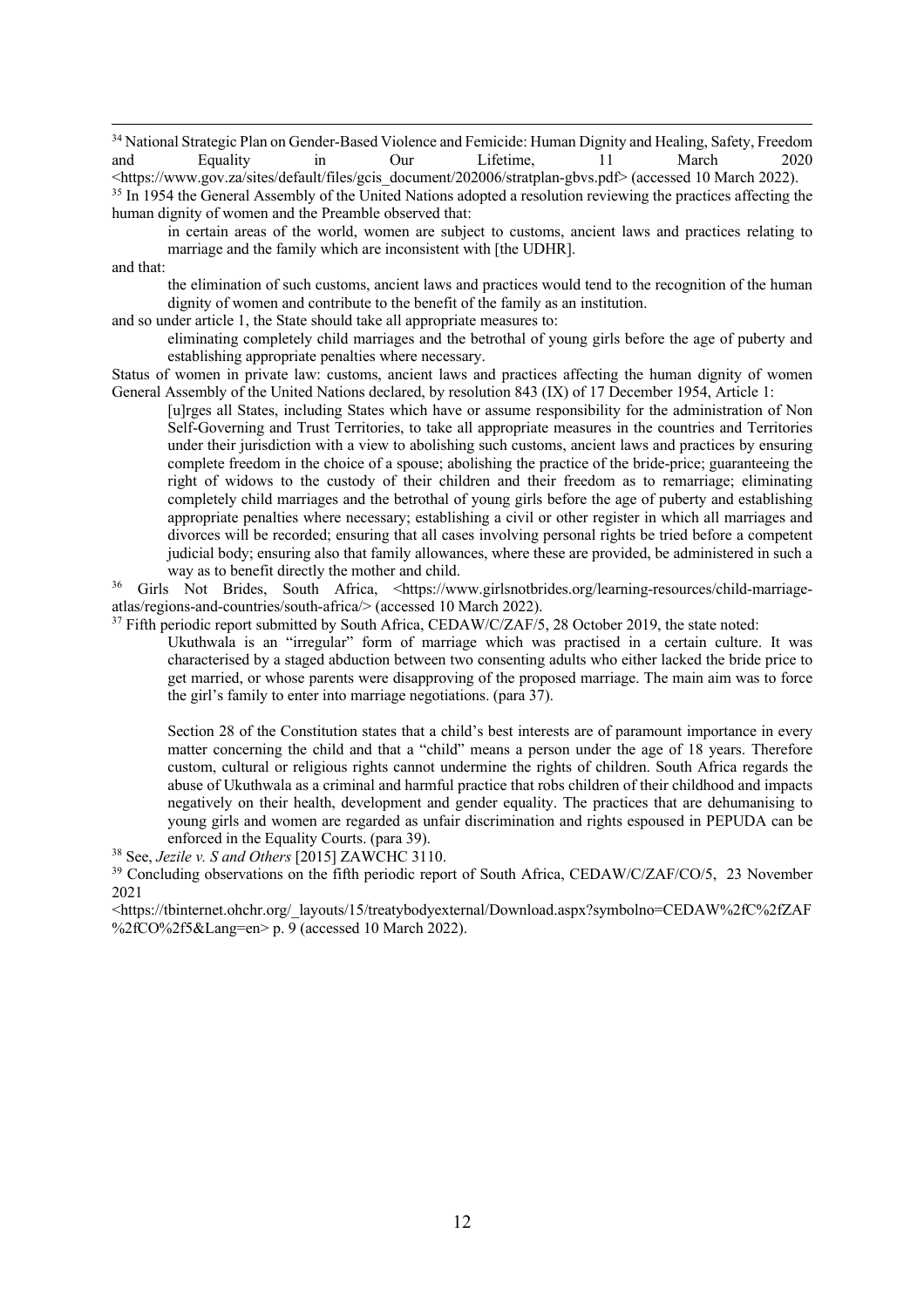[34] National Strategic Plan on Gender-Based Violence and Femicide: Human Dignity and Healing, Safety, Freedom and Equality in Our Lifetime, 11 March 2020 <https://www.gov.za/sites/default/files/gcis_document/202006/stratplan-gbvs.pdf> (accessed 10 March 2022).

[35] In 1954 the General Assembly of the United Nations adopted a resolution reviewing the practices affecting the human dignity of women and the Preamble observed that:

> in certain areas of the world, women are subject to customs, ancient laws and practices relating to marriage and the family which are inconsistent with [the UDHR].

and that:

> the elimination of such customs, ancient laws and practices would tend to the recognition of the human dignity of women and contribute to the benefit of the family as an institution.

and so under article 1, the State should take all appropriate measures to:

> eliminating completely child marriages and the betrothal of young girls before the age of puberty and establishing appropriate penalties where necessary.

Status of women in private law: customs, ancient laws and practices affecting the human dignity of women General Assembly of the United Nations declared, by resolution 843 (IX) of 17 December 1954, Article 1:

> [u]rges all States, including States which have or assume responsibility for the administration of Non Self-Governing and Trust Territories, to take all appropriate measures in the countries and Territories under their jurisdiction with a view to abolishing such customs, ancient laws and practices by ensuring complete freedom in the choice of a spouse; abolishing the practice of the bride-price; guaranteeing the right of widows to the custody of their children and their freedom as to remarriage; eliminating completely child marriages and the betrothal of young girls before the age of puberty and establishing appropriate penalties where necessary; establishing a civil or other register in which all marriages and divorces will be recorded; ensuring that all cases involving personal rights be tried before a competent judicial body; ensuring also that family allowances, where these are provided, be administered in such a way as to benefit directly the mother and child.

[36] Girls Not Brides, South Africa, <https://www.girlsnotbrides.org/learning-resources/child-marriage-atlas/regions-and-countries/south-africa/> (accessed 10 March 2022).

[37] Fifth periodic report submitted by South Africa, CEDAW/C/ZAF/5, 28 October 2019, the state noted:

> Ukuthwala is an "irregular" form of marriage which was practised in a certain culture. It was characterised by a staged abduction between two consenting adults who either lacked the bride price to get married, or whose parents were disapproving of the proposed marriage. The main aim was to force the girl's family to enter into marriage negotiations. (para 37).
>
> Section 28 of the Constitution states that a child's best interests are of paramount importance in every matter concerning the child and that a "child" means a person under the age of 18 years. Therefore custom, cultural or religious rights cannot undermine the rights of children. South Africa regards the abuse of Ukuthwala as a criminal and harmful practice that robs children of their childhood and impacts negatively on their health, development and gender equality. The practices that are dehumanising to young girls and women are regarded as unfair discrimination and rights espoused in PEPUDA can be enforced in the Equality Courts. (para 39).

[38] See, *Jezile v. S and Others* [2015] ZAWCHC 3110.

[39] Concluding observations on the fifth periodic report of South Africa, CEDAW/C/ZAF/CO/5, 23 November 2021 <https://tbinternet.ohchr.org/_layouts/15/treatybodyexternal/Download.aspx?symbolno=CEDAW%2fC%2fZAF%2fCO%2f5&Lang=en> p. 9 (accessed 10 March 2022).